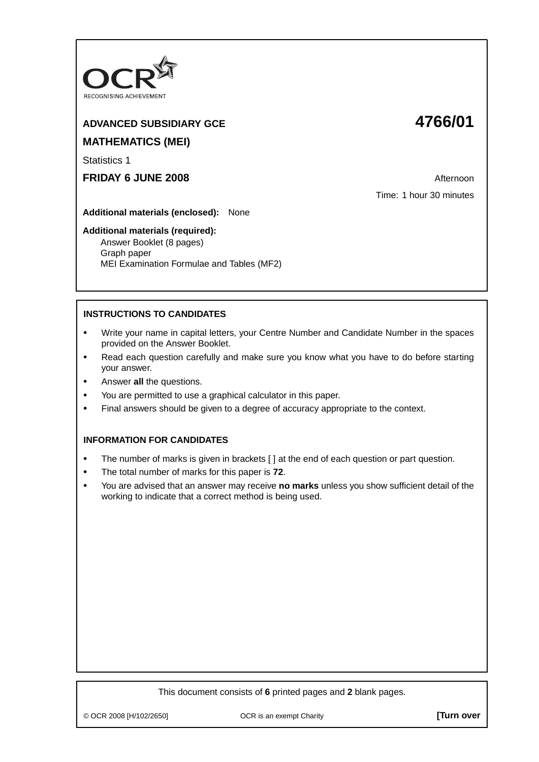OCR

RECOGNISING ACHIEVEMENT

**ADVANCED SUBSIDIARY GCE** **4766/01**

**MATHEMATICS (MEI)**

Statistics 1

**FRIDAY 6 JUNE 2008** Afternoon

Time: 1 hour 30 minutes

**Additional materials (enclosed):** None

**Additional materials (required):**
Answer Booklet (8 pages)
Graph paper
MEI Examination Formulae and Tables (MF2)

**INSTRUCTIONS TO CANDIDATES**

- Write your name in capital letters, your Centre Number and Candidate Number in the spaces provided on the Answer Booklet.
- Read each question carefully and make sure you know what you have to do before starting your answer.
- Answer **all** the questions.
- You are permitted to use a graphical calculator in this paper.
- Final answers should be given to a degree of accuracy appropriate to the context.

**INFORMATION FOR CANDIDATES**

- The number of marks is given in brackets [ ] at the end of each question or part question.
- The total number of marks for this paper is **72**.
- You are advised that an answer may receive **no marks** unless you show sufficient detail of the working to indicate that a correct method is being used.

This document consists of **6** printed pages and **2** blank pages.

© OCR 2008 [H/102/2650] OCR is an exempt Charity **[Turn over**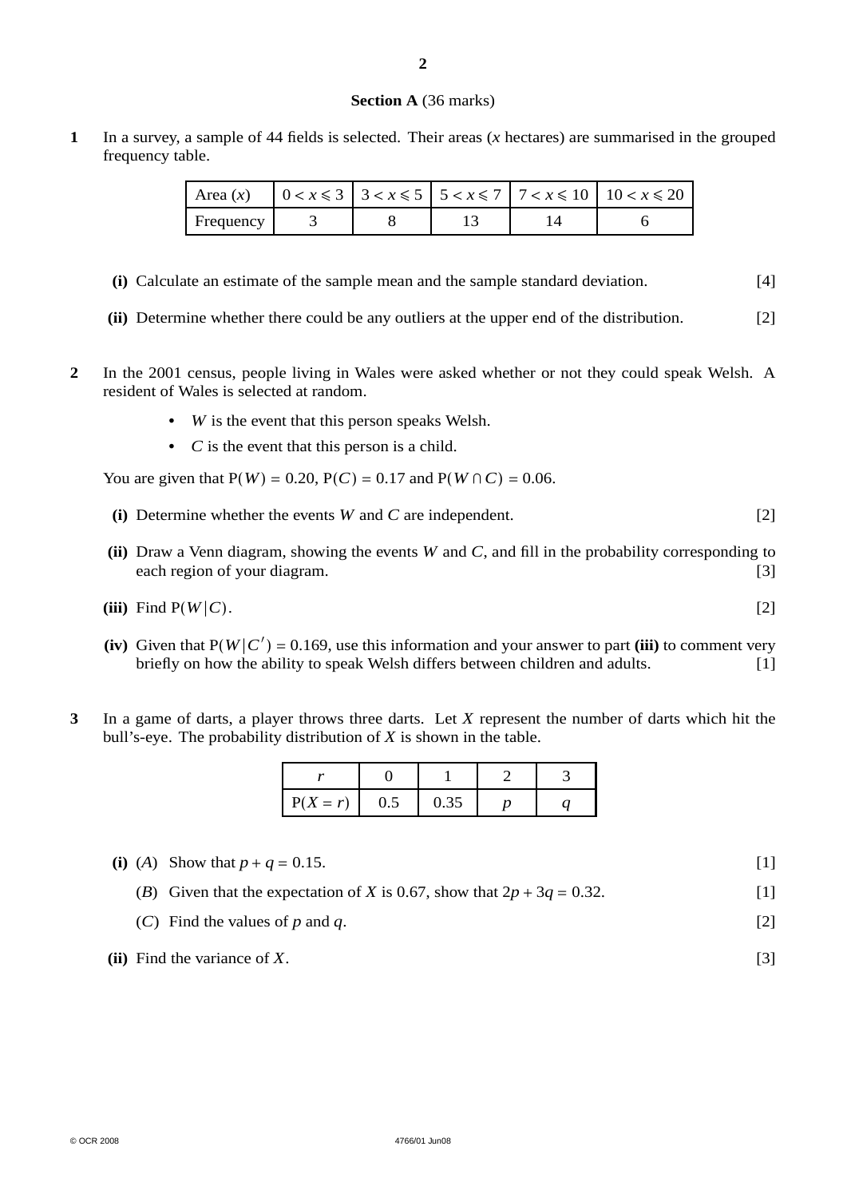## Section A (36 marks)

**1** In a survey, a sample of 44 fields is selected. Their areas ($x$ hectares) are summarised in the grouped frequency table.

| Area ($x$) | $0 < x \leqslant 3$ | $3 < x \leqslant 5$ | $5 < x \leqslant 7$ | $7 < x \leqslant 10$ | $10 < x \leqslant 20$ |
|---|---|---|---|---|---|
| Frequency | 3 | 8 | 13 | 14 | 6 |

**(i)** Calculate an estimate of the sample mean and the sample standard deviation. [4]

**(ii)** Determine whether there could be any outliers at the upper end of the distribution. [2]

**2** In the 2001 census, people living in Wales were asked whether or not they could speak Welsh. A resident of Wales is selected at random.

- $W$ is the event that this person speaks Welsh.
- $C$ is the event that this person is a child.

You are given that $\mathrm{P}(W) = 0.20$, $\mathrm{P}(C) = 0.17$ and $\mathrm{P}(W \cap C) = 0.06$.

**(i)** Determine whether the events $W$ and $C$ are independent. [2]

**(ii)** Draw a Venn diagram, showing the events $W$ and $C$, and fill in the probability corresponding to each region of your diagram. [3]

**(iii)** Find $\mathrm{P}(W|C)$. [2]

**(iv)** Given that $\mathrm{P}(W|C') = 0.169$, use this information and your answer to part **(iii)** to comment very briefly on how the ability to speak Welsh differs between children and adults. [1]

**3** In a game of darts, a player throws three darts. Let $X$ represent the number of darts which hit the bull's-eye. The probability distribution of $X$ is shown in the table.

| $r$ | 0 | 1 | 2 | 3 |
|---|---|---|---|---|
| $\mathrm{P}(X = r)$ | 0.5 | 0.35 | $p$ | $q$ |

**(i)** (*A*) Show that $p + q = 0.15$. [1]

(*B*) Given that the expectation of $X$ is 0.67, show that $2p + 3q = 0.32$. [1]

(*C*) Find the values of $p$ and $q$. [2]

**(ii)** Find the variance of $X$. [3]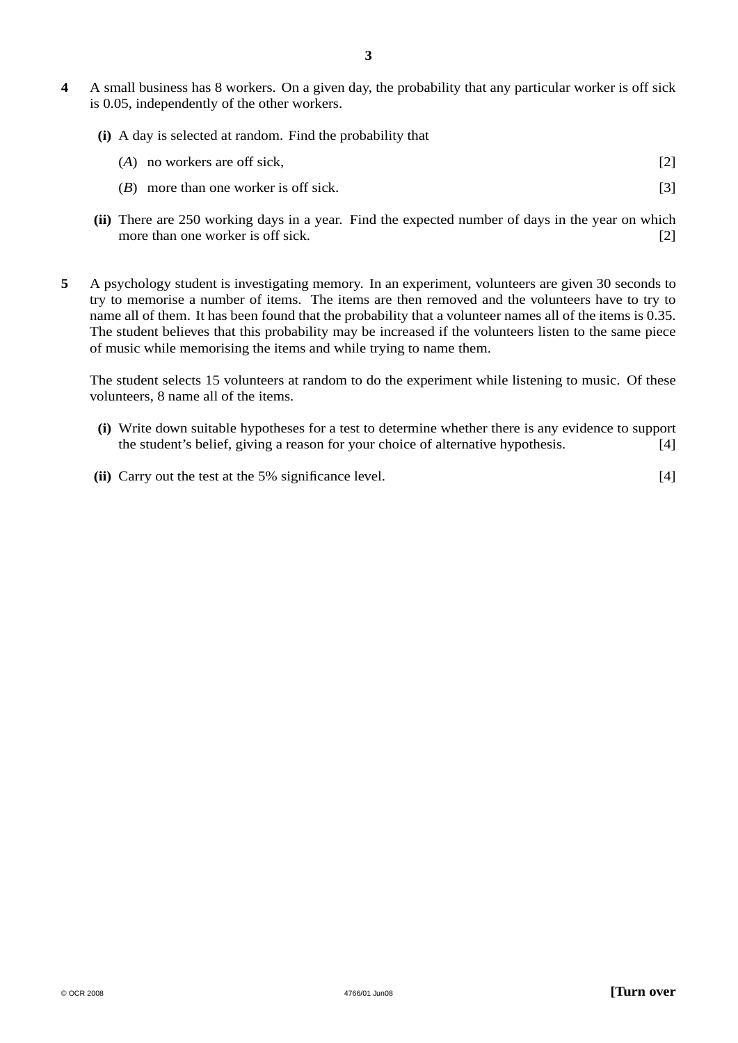**4** A small business has 8 workers. On a given day, the probability that any particular worker is off sick is 0.05, independently of the other workers.

**(i)** A day is selected at random. Find the probability that

($A$) no workers are off sick, [2]

($B$) more than one worker is off sick. [3]

**(ii)** There are 250 working days in a year. Find the expected number of days in the year on which more than one worker is off sick. [2]

**5** A psychology student is investigating memory. In an experiment, volunteers are given 30 seconds to try to memorise a number of items. The items are then removed and the volunteers have to try to name all of them. It has been found that the probability that a volunteer names all of the items is 0.35. The student believes that this probability may be increased if the volunteers listen to the same piece of music while memorising the items and while trying to name them.

The student selects 15 volunteers at random to do the experiment while listening to music. Of these volunteers, 8 name all of the items.

**(i)** Write down suitable hypotheses for a test to determine whether there is any evidence to support the student's belief, giving a reason for your choice of alternative hypothesis. [4]

**(ii)** Carry out the test at the 5% significance level. [4]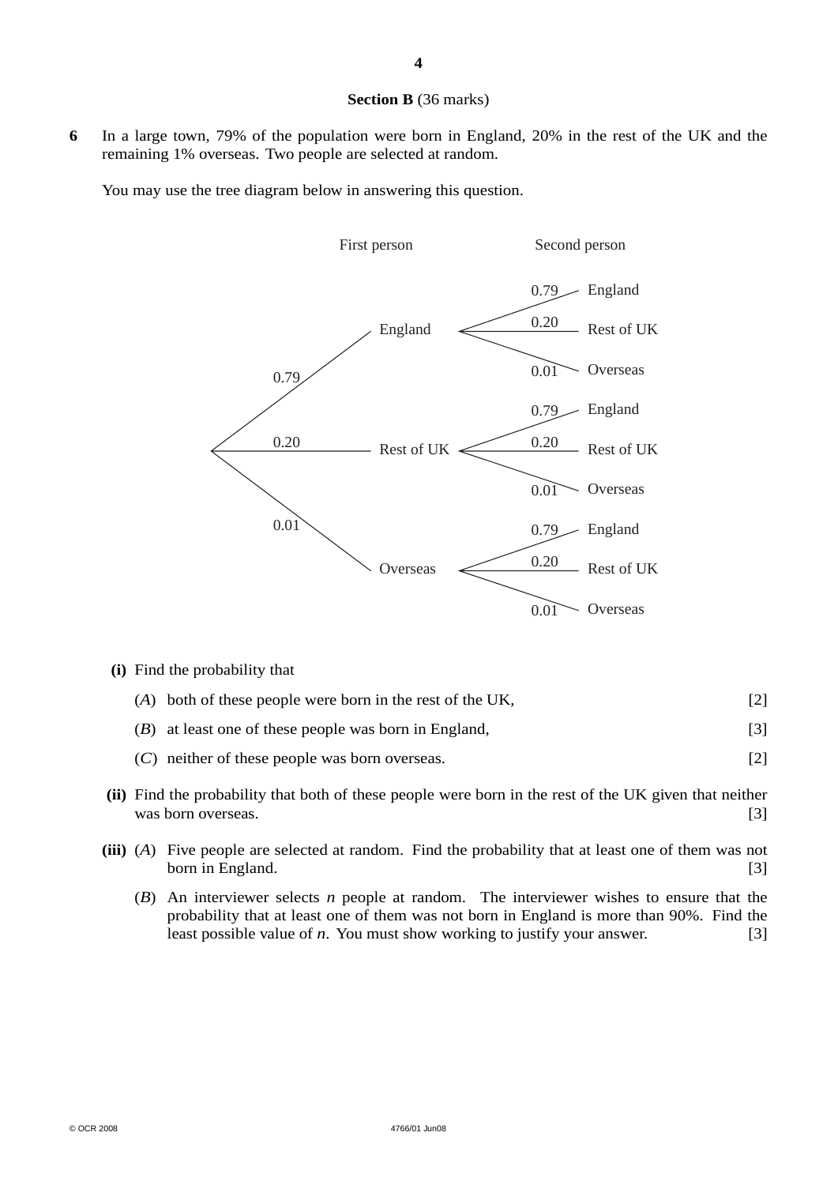**Section B** (36 marks)

**6** In a large town, 79% of the population were born in England, 20% in the rest of the UK and the remaining 1% overseas. Two people are selected at random.

You may use the tree diagram below in answering this question.

| First person | | Second person | |
|---|---|---|---|
| 0.79 | England | 0.79 | England |
| | | 0.20 | Rest of UK |
| | | 0.01 | Overseas |
| 0.20 | Rest of UK | 0.79 | England |
| | | 0.20 | Rest of UK |
| | | 0.01 | Overseas |
| 0.01 | Overseas | 0.79 | England |
| | | 0.20 | Rest of UK |
| | | 0.01 | Overseas |

**(i)** Find the probability that

(*A*) both of these people were born in the rest of the UK, [2]

(*B*) at least one of these people was born in England, [3]

(*C*) neither of these people was born overseas. [2]

**(ii)** Find the probability that both of these people were born in the rest of the UK given that neither was born overseas. [3]

**(iii)** (*A*) Five people are selected at random. Find the probability that at least one of them was not born in England. [3]

(*B*) An interviewer selects $n$ people at random. The interviewer wishes to ensure that the probability that at least one of them was not born in England is more than 90%. Find the least possible value of $n$. You must show working to justify your answer. [3]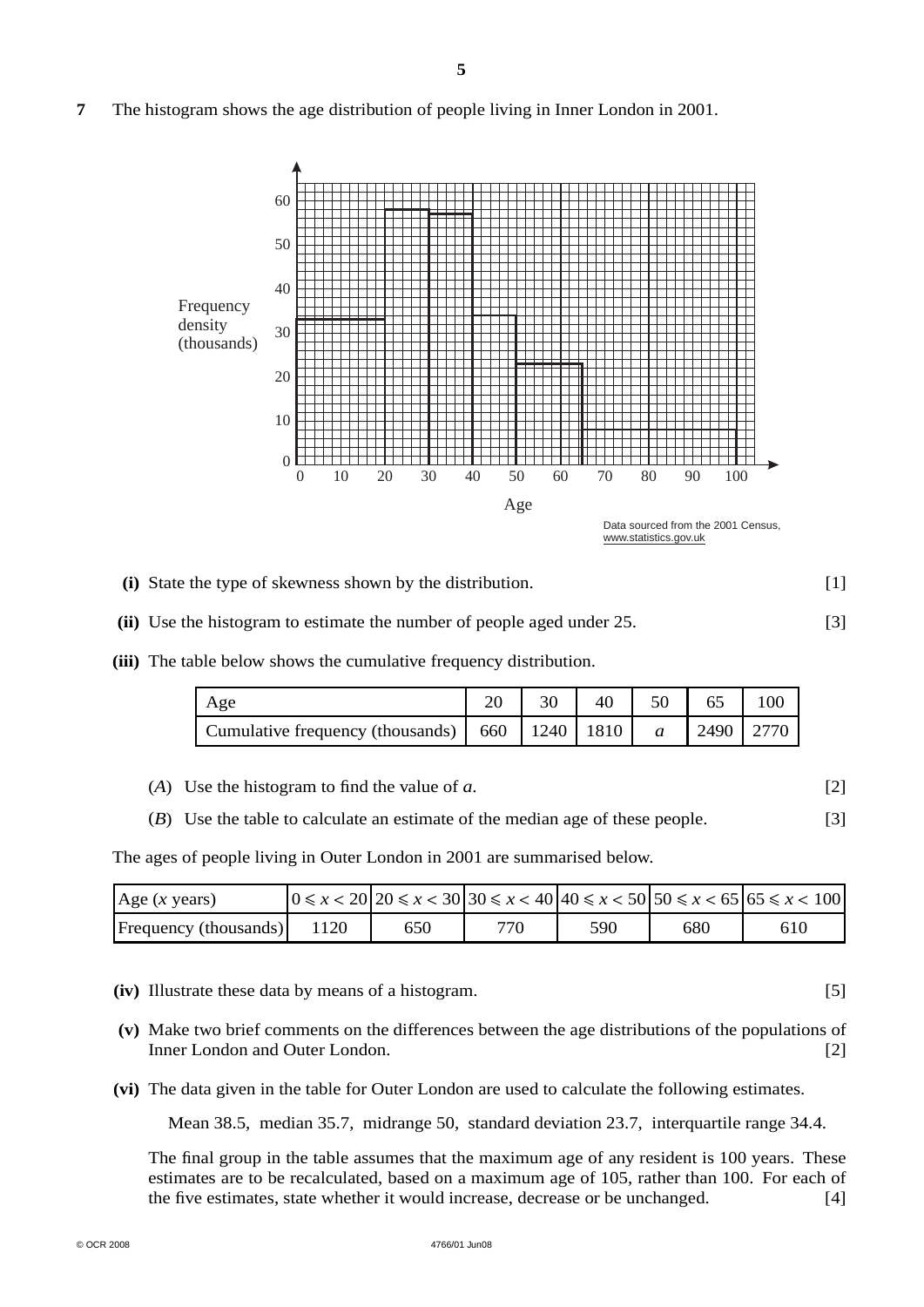**7** The histogram shows the age distribution of people living in Inner London in 2001.

Data sourced from the 2001 Census, www.statistics.gov.uk

**(i)** State the type of skewness shown by the distribution. [1]

**(ii)** Use the histogram to estimate the number of people aged under 25. [3]

**(iii)** The table below shows the cumulative frequency distribution.

| Age | 20 | 30 | 40 | 50 | 65 | 100 |
|---|---|---|---|---|---|---|
| Cumulative frequency (thousands) | 660 | 1240 | 1810 | $a$ | 2490 | 2770 |

(*A*) Use the histogram to find the value of $a$. [2]

(*B*) Use the table to calculate an estimate of the median age of these people. [3]

The ages of people living in Outer London in 2001 are summarised below.

| Age ($x$ years) | $0 \leqslant x < 20$ | $20 \leqslant x < 30$ | $30 \leqslant x < 40$ | $40 \leqslant x < 50$ | $50 \leqslant x < 65$ | $65 \leqslant x < 100$ |
|---|---|---|---|---|---|---|
| Frequency (thousands) | 1120 | 650 | 770 | 590 | 680 | 610 |

**(iv)** Illustrate these data by means of a histogram. [5]

**(v)** Make two brief comments on the differences between the age distributions of the populations of Inner London and Outer London. [2]

**(vi)** The data given in the table for Outer London are used to calculate the following estimates.

Mean 38.5, median 35.7, midrange 50, standard deviation 23.7, interquartile range 34.4.

The final group in the table assumes that the maximum age of any resident is 100 years. These estimates are to be recalculated, based on a maximum age of 105, rather than 100. For each of the five estimates, state whether it would increase, decrease or be unchanged. [4]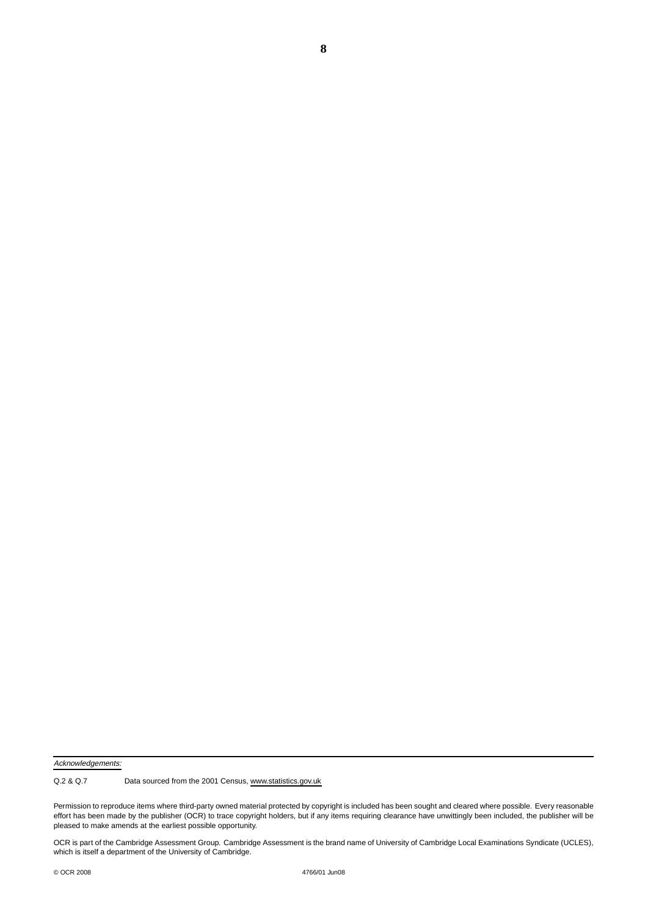*Acknowledgements:*

Q.2 & Q.7 Data sourced from the 2001 Census, www.statistics.gov.uk

Permission to reproduce items where third-party owned material protected by copyright is included has been sought and cleared where possible. Every reasonable effort has been made by the publisher (OCR) to trace copyright holders, but if any items requiring clearance have unwittingly been included, the publisher will be pleased to make amends at the earliest possible opportunity.

OCR is part of the Cambridge Assessment Group. Cambridge Assessment is the brand name of University of Cambridge Local Examinations Syndicate (UCLES), which is itself a department of the University of Cambridge.

© OCR 2008 4766/01 Jun08